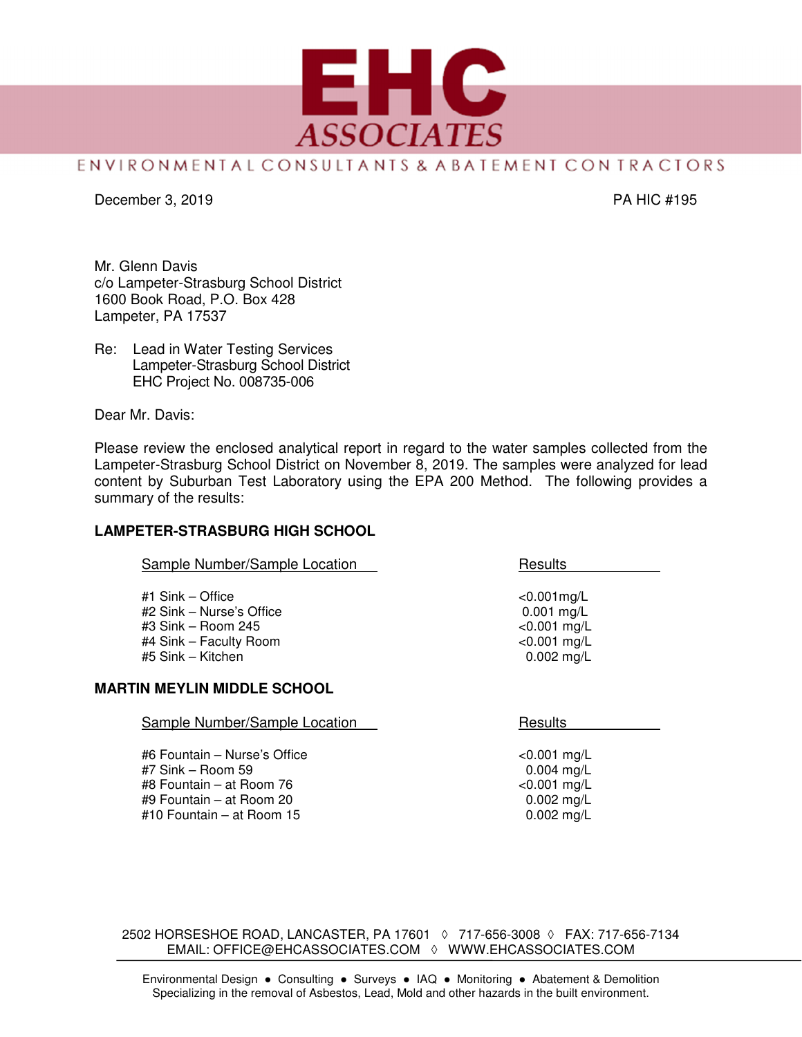# EHC ASSOCIATES

ENVIRONMENTAL CONSULTANTS & ABATEMENT CONTRACTORS

December 3, 2019 PA HIC #195

Mr. Glenn Davis
c/o Lampeter-Strasburg School District
1600 Book Road, P.O. Box 428
Lampeter, PA 17537

Re: Lead in Water Testing Services
Lampeter-Strasburg School District
EHC Project No. 008735-006

Dear Mr. Davis:

Please review the enclosed analytical report in regard to the water samples collected from the Lampeter-Strasburg School District on November 8, 2019. The samples were analyzed for lead content by Suburban Test Laboratory using the EPA 200 Method. The following provides a summary of the results:

**LAMPETER-STRASBURG HIGH SCHOOL**

| Sample Number/Sample Location | Results |
|---|---|
| #1 Sink – Office | <0.001mg/L |
| #2 Sink – Nurse's Office | 0.001 mg/L |
| #3 Sink – Room 245 | <0.001 mg/L |
| #4 Sink – Faculty Room | <0.001 mg/L |
| #5 Sink – Kitchen | 0.002 mg/L |

**MARTIN MEYLIN MIDDLE SCHOOL**

| Sample Number/Sample Location | Results |
|---|---|
| #6 Fountain – Nurse's Office | <0.001 mg/L |
| #7 Sink – Room 59 | 0.004 mg/L |
| #8 Fountain – at Room 76 | <0.001 mg/L |
| #9 Fountain – at Room 20 | 0.002 mg/L |
| #10 Fountain – at Room 15 | 0.002 mg/L |

2502 HORSESHOE ROAD, LANCASTER, PA 17601 ◊ 717-656-3008 ◊ FAX: 717-656-7134
EMAIL: OFFICE@EHCASSOCIATES.COM ◊ WWW.EHCASSOCIATES.COM

Environmental Design ● Consulting ● Surveys ● IAQ ● Monitoring ● Abatement & Demolition
Specializing in the removal of Asbestos, Lead, Mold and other hazards in the built environment.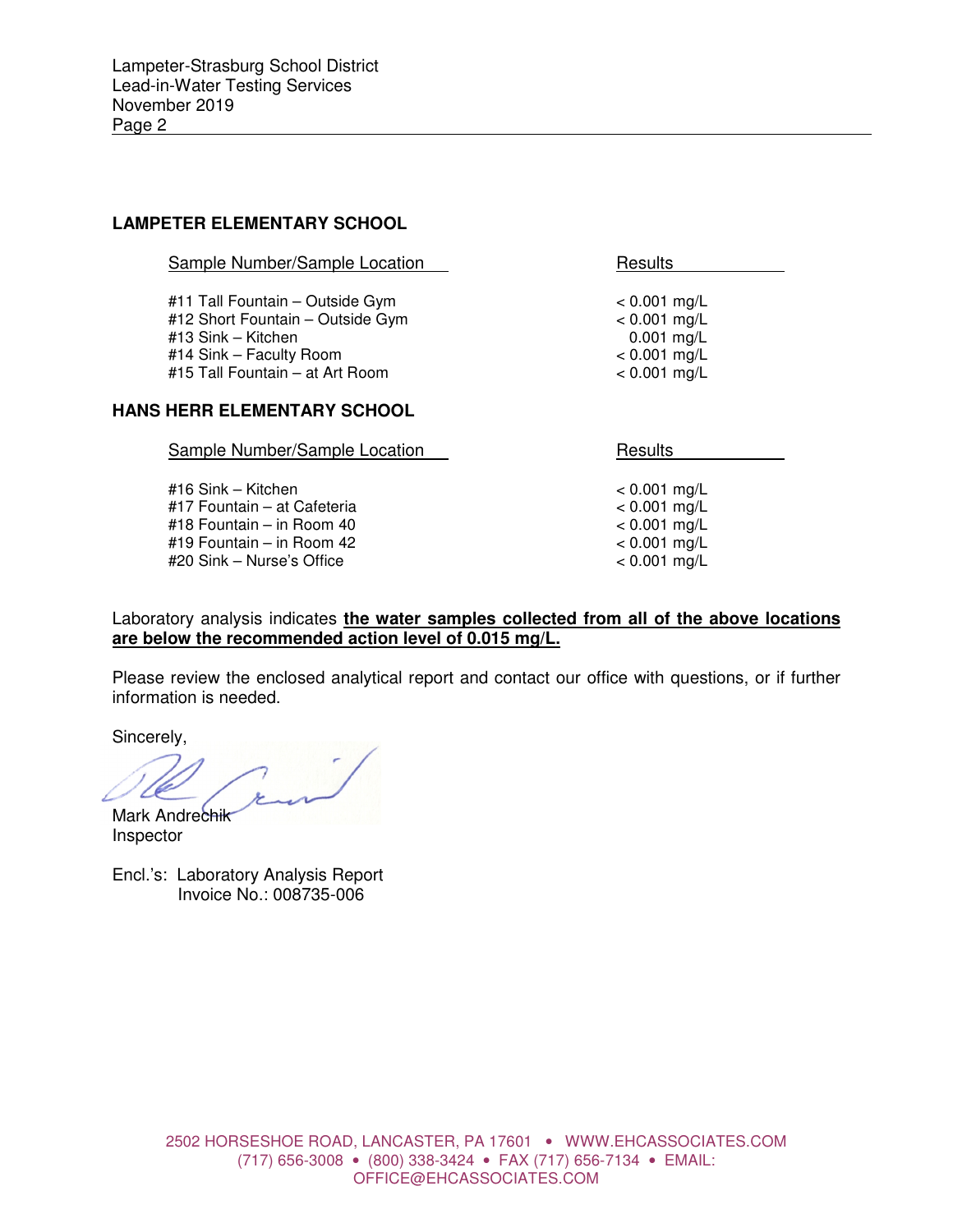## LAMPETER ELEMENTARY SCHOOL

| Sample Number/Sample Location | Results |
|---|---|
| #11 Tall Fountain – Outside Gym | < 0.001 mg/L |
| #12 Short Fountain – Outside Gym | < 0.001 mg/L |
| #13 Sink – Kitchen | 0.001 mg/L |
| #14 Sink – Faculty Room | < 0.001 mg/L |
| #15 Tall Fountain – at Art Room | < 0.001 mg/L |

## HANS HERR ELEMENTARY SCHOOL

| Sample Number/Sample Location | Results |
|---|---|
| #16 Sink – Kitchen | < 0.001 mg/L |
| #17 Fountain – at Cafeteria | < 0.001 mg/L |
| #18 Fountain – in Room 40 | < 0.001 mg/L |
| #19 Fountain – in Room 42 | < 0.001 mg/L |
| #20 Sink – Nurse's Office | < 0.001 mg/L |

Laboratory analysis indicates **the water samples collected from all of the above locations are below the recommended action level of 0.015 mg/L.**

Please review the enclosed analytical report and contact our office with questions, or if further information is needed.

Sincerely,

Mark Andrechik
Inspector

Encl.'s: Laboratory Analysis Report
Invoice No.: 008735-006

2502 HORSESHOE ROAD, LANCASTER, PA 17601 • WWW.EHCASSOCIATES.COM
(717) 656-3008 • (800) 338-3424 • FAX (717) 656-7134 • EMAIL: OFFICE@EHCASSOCIATES.COM